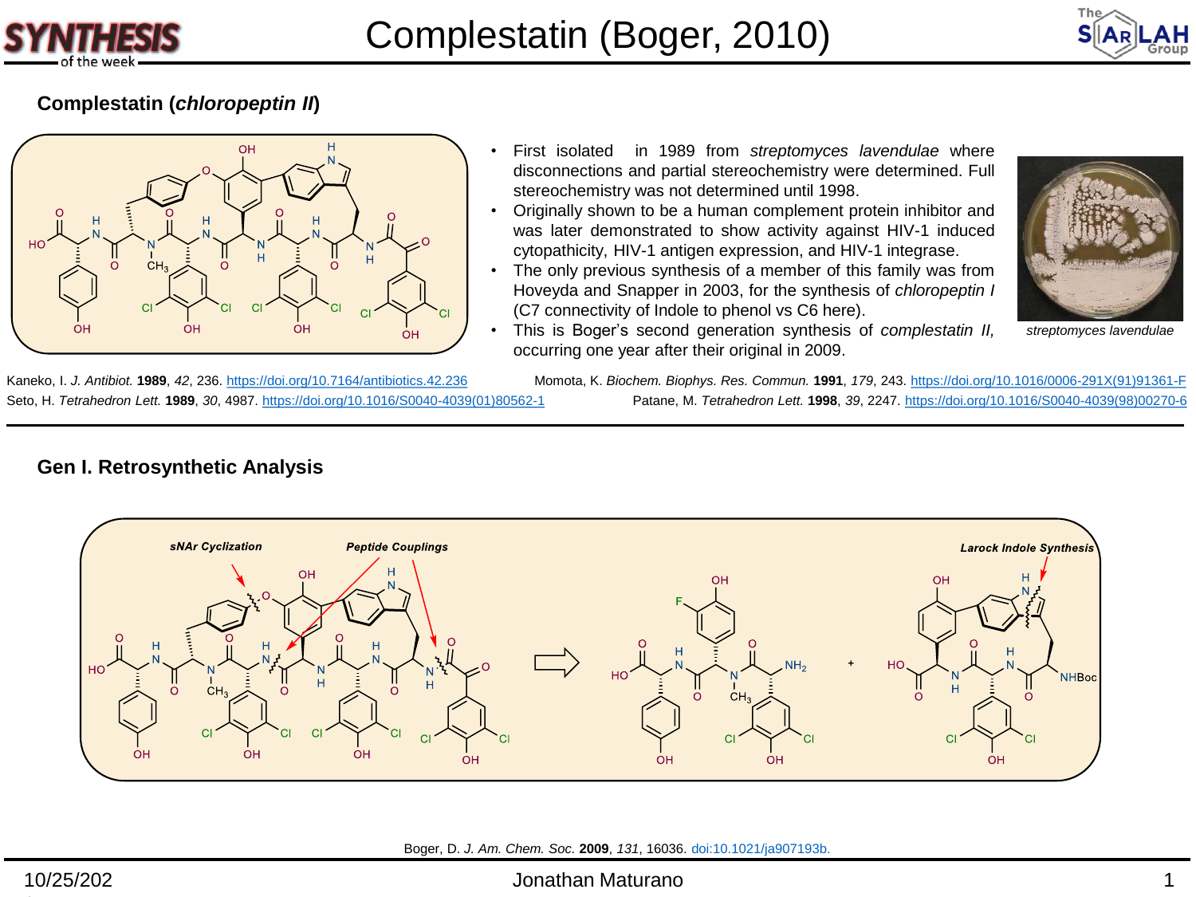# Complestatin (Boger, 2010)

## Complestatin (*chloropeptin II*)

- First isolated in 1989 from *streptomyces lavendulae* where disconnections and partial stereochemistry were determined. Full stereochemistry was not determined until 1998.
- Originally shown to be a human complement protein inhibitor and was later demonstrated to show activity against HIV-1 induced cytopathicity, HIV-1 antigen expression, and HIV-1 integrase.
- The only previous synthesis of a member of this family was from Hoveyda and Snapper in 2003, for the synthesis of *chloropeptin I* (C7 connectivity of Indole to phenol vs C6 here).
- This is Boger's second generation synthesis of *complestatin II,* occurring one year after their original in 2009.

*streptomyces lavendulae*

Kaneko, I. *J. Antibiot.* **1989**, *42*, 236. https://doi.org/10.7164/antibiotics.42.236

Seto, H. *Tetrahedron Lett.* **1989**, *30*, 4987. https://doi.org/10.1016/S0040-4039(01)80562-1

Momota, K. *Biochem. Biophys. Res. Commun.* **1991**, *179*, 243. https://doi.org/10.1016/0006-291X(91)91361-F

Patane, M. *Tetrahedron Lett.* **1998**, *39*, 2247. https://doi.org/10.1016/S0040-4039(98)00270-6

## Gen I. Retrosynthetic Analysis

*sNAr Cyclization* · *Peptide Couplings* · *Larock Indole Synthesis*

Boger, D. *J. Am. Chem. Soc.* **2009**, *131*, 16036. doi:10.1021/ja907193b.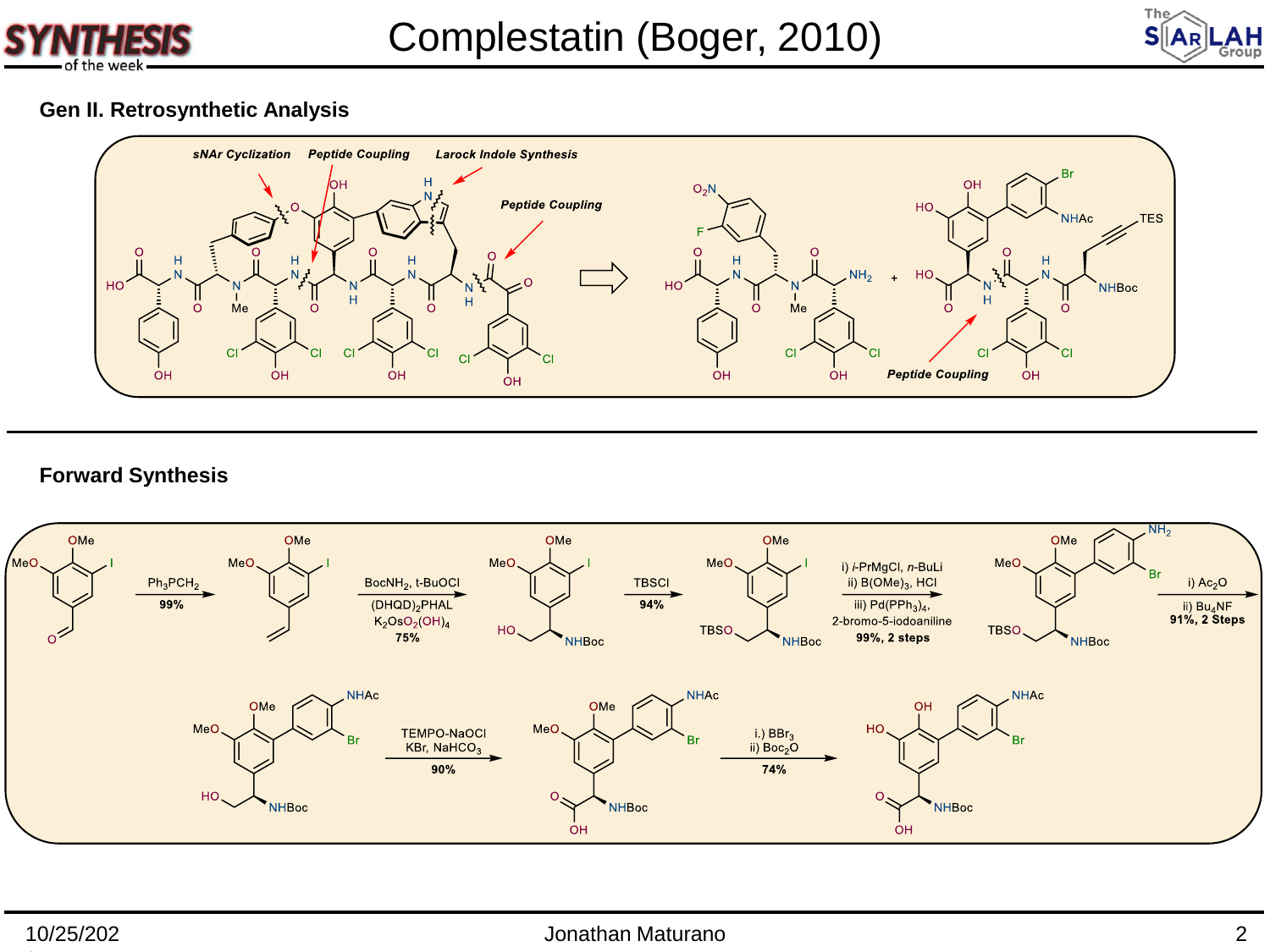# Complestatin (Boger, 2010)

## Gen II. Retrosynthetic Analysis

*sNAr Cyclization* — *Peptide Coupling* — *Larock Indole Synthesis* — *Peptide Coupling* — *Peptide Coupling*

## Forward Synthesis

- $Ph_3PCH_2$, 99%
- $BocNH_2$, t-BuOCl, $(DHQD)_2PHAL$, $K_2OsO_2(OH)_4$, 75%
- TBSCl, 94%
- i) *i*-PrMgCl, *n*-BuLi; ii) $B(OMe)_3$, HCl; iii) $Pd(PPh_3)_4$, 2-bromo-5-iodoaniline; 99%, 2 steps
- i) $Ac_2O$; ii) $Bu_4NF$; 91%, 2 Steps
- TEMPO-NaOCl, KBr, $NaHCO_3$, 90%
- i.) $BBr_3$; ii) $Boc_2O$; 74%

10/25/202

Jonathan Maturano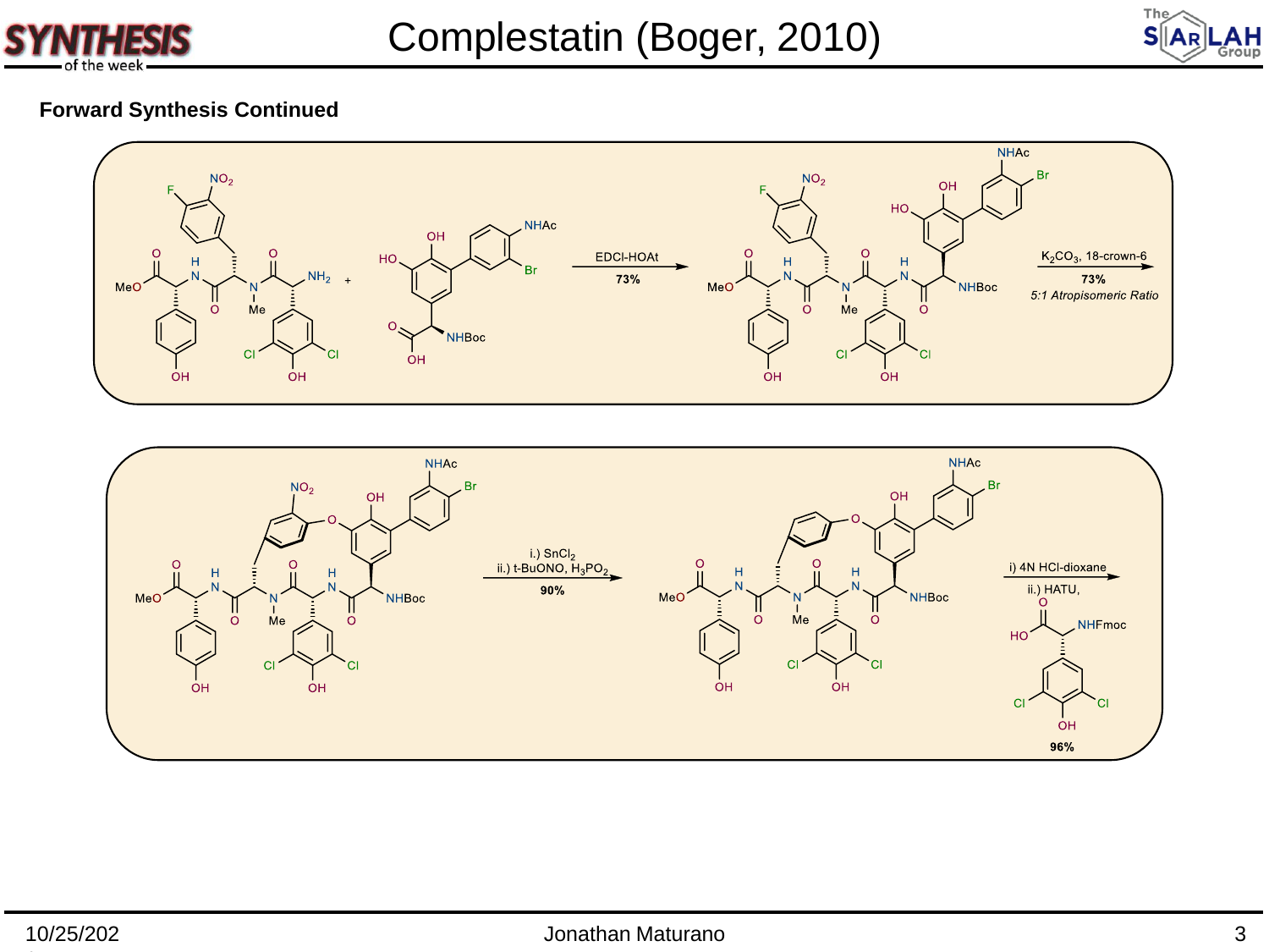## Forward Synthesis Continued

EDCI-HOAt

73%

$K_2CO_3$, 18-crown-6

73%

*5:1 Atropisomeric Ratio*

i.) $SnCl_2$

ii.) t-BuONO, $H_3PO_2$

90%

i) 4N HCl-dioxane

ii.) HATU,

96%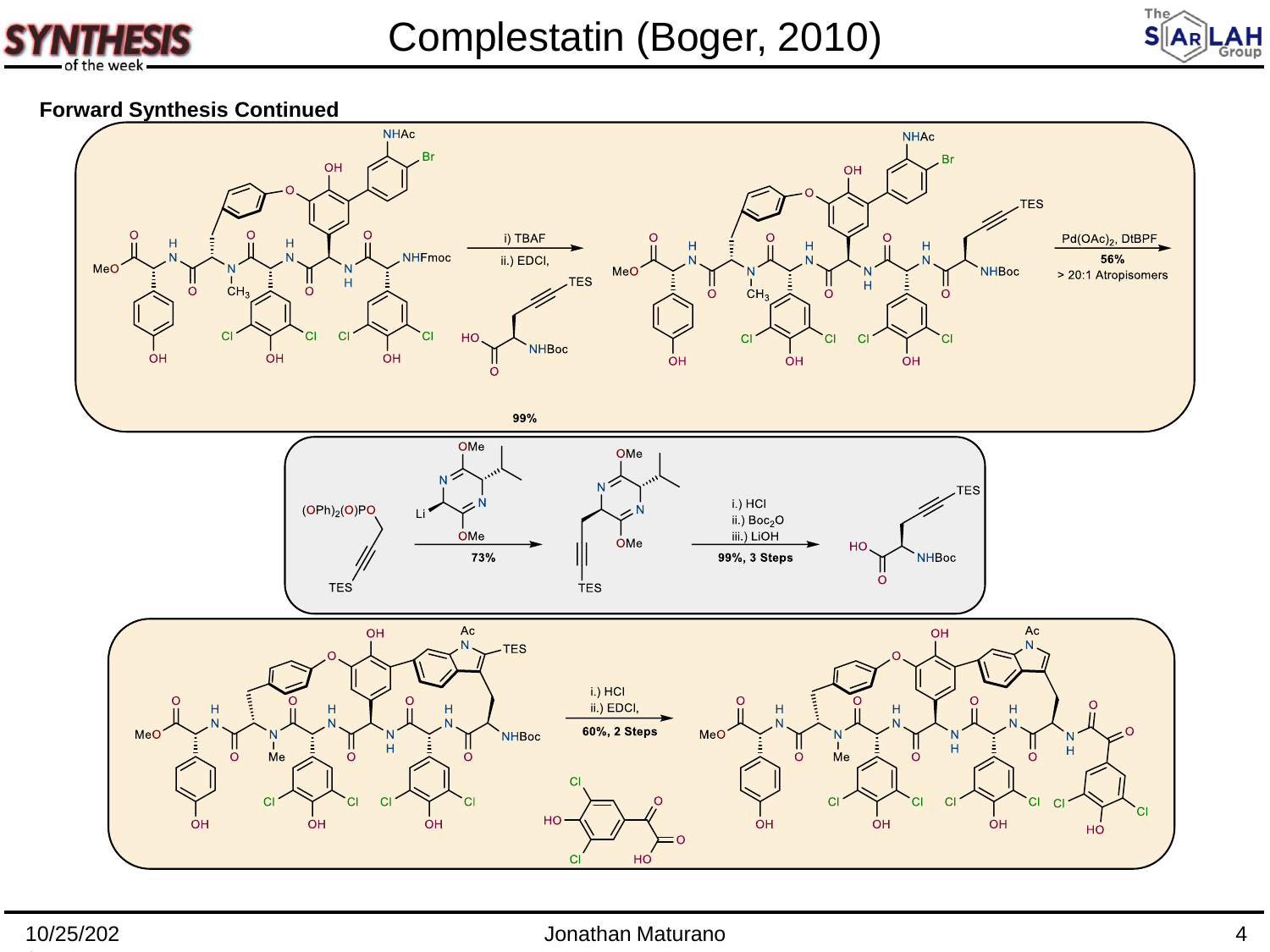# Complestatin (Boger, 2010)

## Forward Synthesis Continued

i) TBAF
ii.) EDCI,

99%

$Pd(OAc)_2$, DtBPF

56%

> 20:1 Atropisomers

$(OPh)_2(O)PO$

73%

i.) HCl
ii.) $Boc_2O$
iii.) LiOH

99%, 3 Steps

i.) HCl
ii.) EDCI,

60%, 2 Steps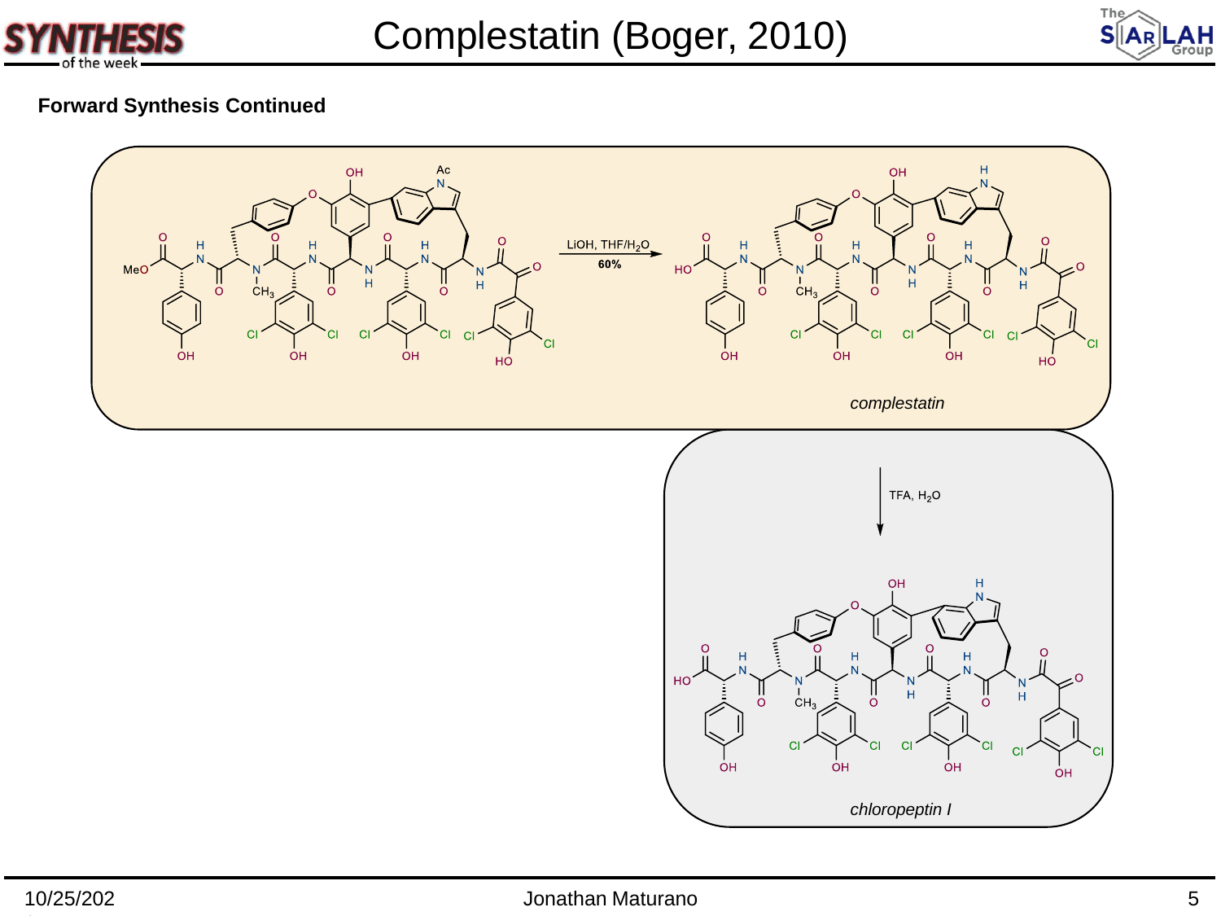# Complestatin (Boger, 2010)

**Forward Synthesis Continued**

LiOH, THF/$H_2O$

60%

*complestatin*

TFA, $H_2O$

*chloropeptin I*